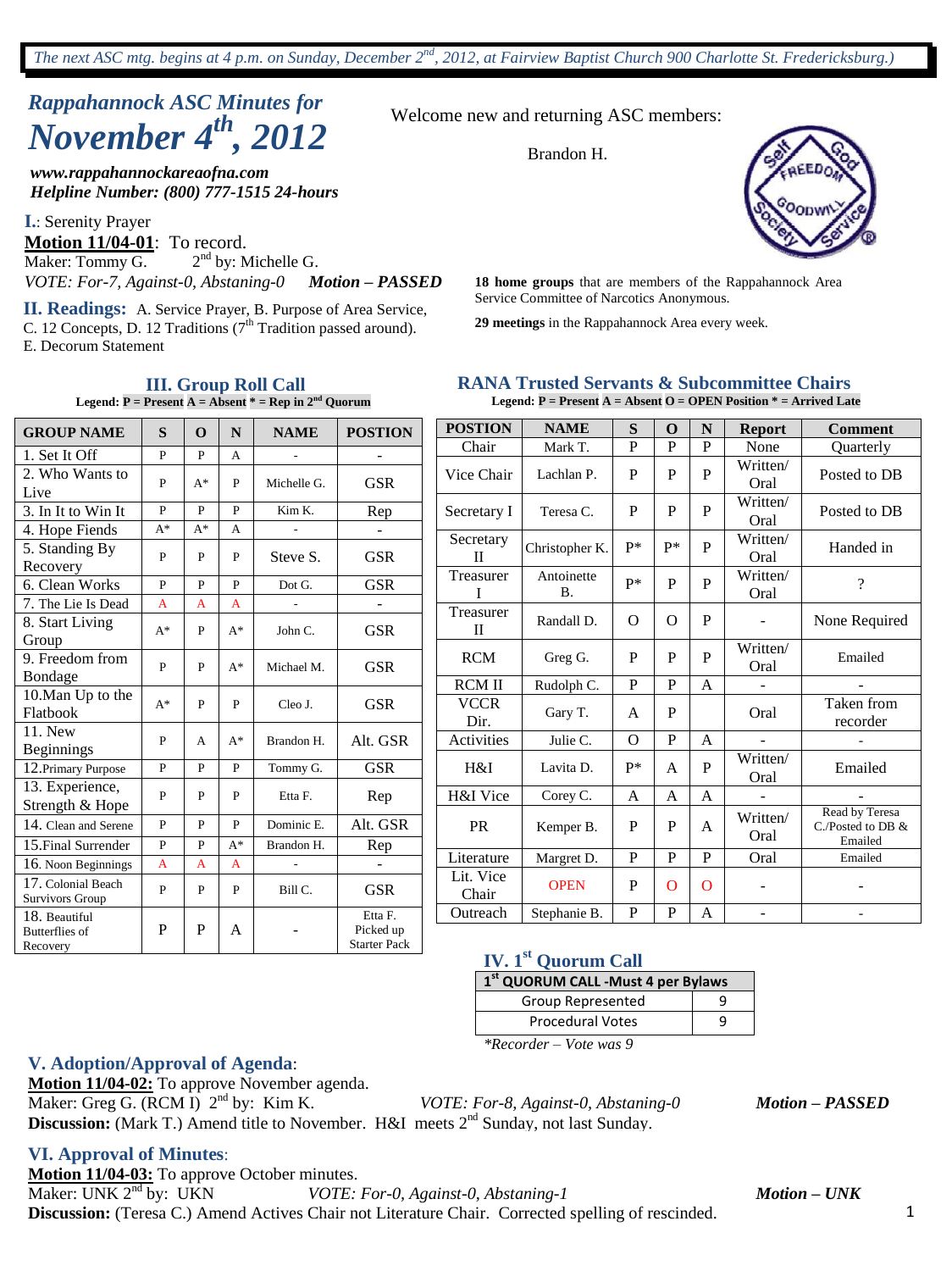*The next ASC mtg. begins at 4 p.m. on Sunday, December 2nd, 2012, at Fairview Baptist Church 900 Charlotte St. Fredericksburg.)*

# *Rappahannock ASC Minutes for November 4th, 2012*

***www.rappahannockareaofna.com***
***Helpline Number: (800) 777-1515 24-hours***

Welcome new and returning ASC members:

Brandon H.

**18 home groups** that are members of the Rappahannock Area Service Committee of Narcotics Anonymous.

**29 meetings** in the Rappahannock Area every week.

**I.**: Serenity Prayer

**Motion 11/04-01**: To record.
Maker: Tommy G. 2nd by: Michelle G.
*VOTE: For-7, Against-0, Abstaning-0* ***Motion – PASSED***

**II. Readings:** A. Service Prayer, B. Purpose of Area Service, C. 12 Concepts, D. 12 Traditions (7th Tradition passed around). E. Decorum Statement

## III. Group Roll Call

**Legend: P = Present A = Absent * = Rep in 2nd Quorum**

| GROUP NAME | S | O | N | NAME | POSTION |
|---|---|---|---|---|---|
| 1. Set It Off | P | P | A | - | - |
| 2. Who Wants to Live | P | A* | P | Michelle G. | GSR |
| 3. In It to Win It | P | P | P | Kim K. | Rep |
| 4. Hope Fiends | A* | A* | A | - | - |
| 5. Standing By Recovery | P | P | P | Steve S. | GSR |
| 6. Clean Works | P | P | P | Dot G. | GSR |
| 7. The Lie Is Dead | A | A | A | - | - |
| 8. Start Living Group | A* | P | A* | John C. | GSR |
| 9. Freedom from Bondage | P | P | A* | Michael M. | GSR |
| 10.Man Up to the Flatbook | A* | P | P | Cleo J. | GSR |
| 11. New Beginnings | P | A | A* | Brandon H. | Alt. GSR |
| 12.Primary Purpose | P | P | P | Tommy G. | GSR |
| 13. Experience, Strength & Hope | P | P | P | Etta F. | Rep |
| 14. Clean and Serene | P | P | P | Dominic E. | Alt. GSR |
| 15.Final Surrender | P | P | A* | Brandon H. | Rep |
| 16. Noon Beginnings | A | A | A | - | - |
| 17. Colonial Beach Survivors Group | P | P | P | Bill C. | GSR |
| 18. Beautiful Butterflies of Recovery | P | P | A | - | Etta F. Picked up Starter Pack |

## RANA Trusted Servants & Subcommittee Chairs

**Legend: P = Present A = Absent O = OPEN Position * = Arrived Late**

| POSTION | NAME | S | O | N | Report | Comment |
|---|---|---|---|---|---|---|
| Chair | Mark T. | P | P | P | None | Quarterly |
| Vice Chair | Lachlan P. | P | P | P | Written/ Oral | Posted to DB |
| Secretary I | Teresa C. | P | P | P | Written/ Oral | Posted to DB |
| Secretary II | Christopher K. | P* | P* | P | Written/ Oral | Handed in |
| Treasurer I | Antoinette B. | P* | P | P | Written/ Oral | ? |
| Treasurer II | Randall D. | O | O | P | - | None Required |
| RCM | Greg G. | P | P | P | Written/ Oral | Emailed |
| RCM II | Rudolph C. | P | P | A | - | - |
| VCCR Dir. | Gary T. | A | P | | Oral | Taken from recorder |
| Activities | Julie C. | O | P | A | - | - |
| H&I | Lavita D. | P* | A | P | Written/ Oral | Emailed |
| H&I Vice | Corey C. | A | A | A | - | - |
| PR | Kemper B. | P | P | A | Written/ Oral | Read by Teresa C./Posted to DB & Emailed |
| Literature | Margret D. | P | P | P | Oral | Emailed |
| Lit. Vice Chair | OPEN | P | O | O | - | - |
| Outreach | Stephanie B. | P | P | A | - | - |

## IV. 1st Quorum Call

| 1st QUORUM CALL -Must 4 per Bylaws | |
|---|---|
| Group Represented | 9 |
| Procedural Votes | 9 |

*\*Recorder – Vote was 9*

## V. Adoption/Approval of Agenda:

**Motion 11/04-02:** To approve November agenda.
Maker: Greg G. (RCM I) 2nd by: Kim K. *VOTE: For-8, Against-0, Abstaning-0* ***Motion – PASSED***
**Discussion:** (Mark T.) Amend title to November. H&I meets 2nd Sunday, not last Sunday.

## VI. Approval of Minutes:

**Motion 11/04-03:** To approve October minutes.
Maker: UNK 2nd by: UKN *VOTE: For-0, Against-0, Abstaning-1* ***Motion – UNK***
**Discussion:** (Teresa C.) Amend Actives Chair not Literature Chair. Corrected spelling of rescinded.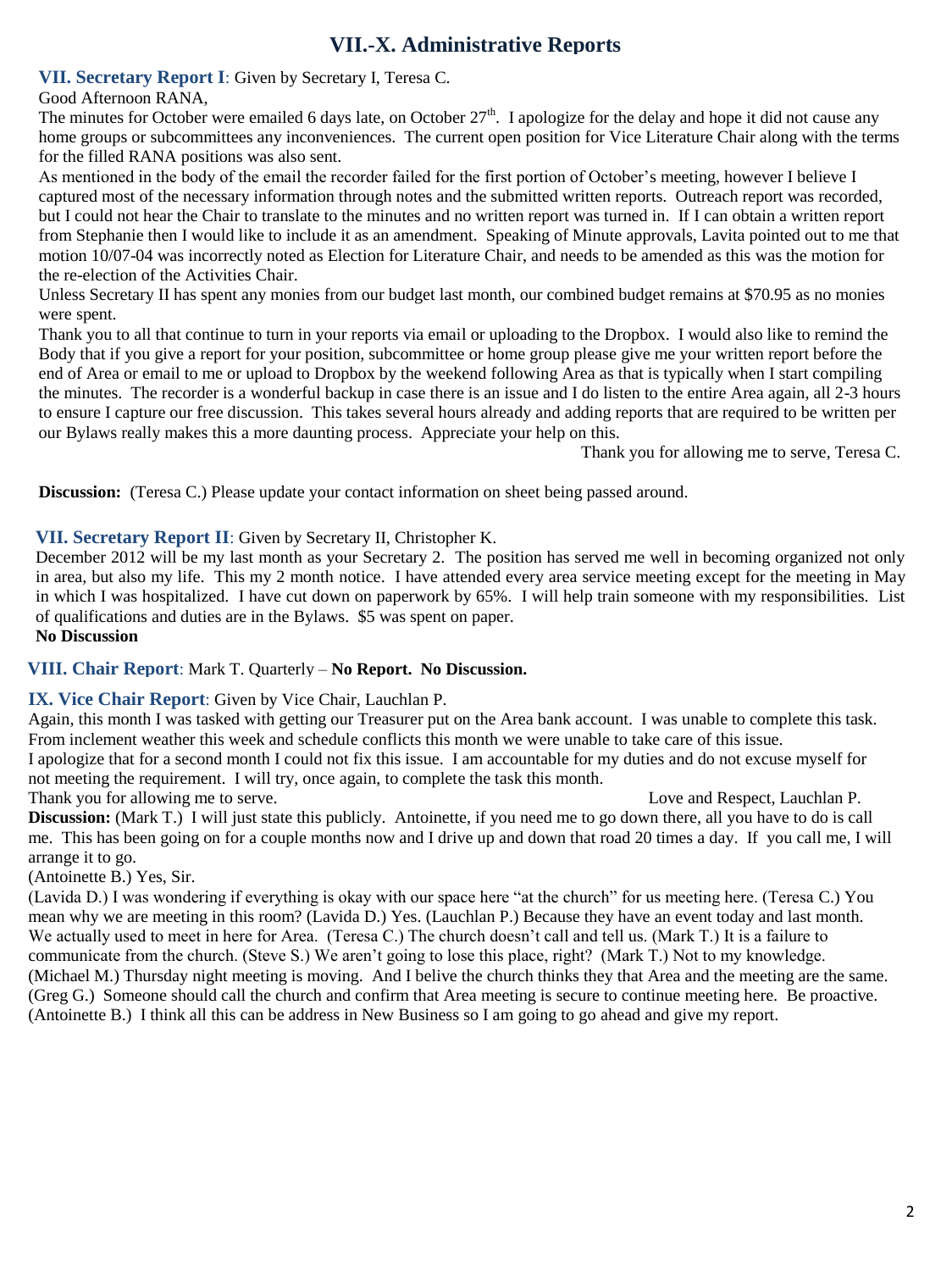# VII.-X. Administrative Reports

**VII. Secretary Report I**: Given by Secretary I, Teresa C.

Good Afternoon RANA,

The minutes for October were emailed 6 days late, on October 27th. I apologize for the delay and hope it did not cause any home groups or subcommittees any inconveniences. The current open position for Vice Literature Chair along with the terms for the filled RANA positions was also sent.

As mentioned in the body of the email the recorder failed for the first portion of October's meeting, however I believe I captured most of the necessary information through notes and the submitted written reports. Outreach report was recorded, but I could not hear the Chair to translate to the minutes and no written report was turned in. If I can obtain a written report from Stephanie then I would like to include it as an amendment. Speaking of Minute approvals, Lavita pointed out to me that motion 10/07-04 was incorrectly noted as Election for Literature Chair, and needs to be amended as this was the motion for the re-election of the Activities Chair.

Unless Secretary II has spent any monies from our budget last month, our combined budget remains at $70.95 as no monies were spent.

Thank you to all that continue to turn in your reports via email or uploading to the Dropbox. I would also like to remind the Body that if you give a report for your position, subcommittee or home group please give me your written report before the end of Area or email to me or upload to Dropbox by the weekend following Area as that is typically when I start compiling the minutes. The recorder is a wonderful backup in case there is an issue and I do listen to the entire Area again, all 2-3 hours to ensure I capture our free discussion. This takes several hours already and adding reports that are required to be written per our Bylaws really makes this a more daunting process. Appreciate your help on this.

Thank you for allowing me to serve, Teresa C.

**Discussion:** (Teresa C.) Please update your contact information on sheet being passed around.

**VII. Secretary Report II**: Given by Secretary II, Christopher K.

December 2012 will be my last month as your Secretary 2. The position has served me well in becoming organized not only in area, but also my life. This my 2 month notice. I have attended every area service meeting except for the meeting in May in which I was hospitalized. I have cut down on paperwork by 65%. I will help train someone with my responsibilities. List of qualifications and duties are in the Bylaws. $5 was spent on paper.

**No Discussion**

**VIII. Chair Report**: Mark T. Quarterly – **No Report. No Discussion.**

**IX. Vice Chair Report**: Given by Vice Chair, Lauchlan P.

Again, this month I was tasked with getting our Treasurer put on the Area bank account. I was unable to complete this task. From inclement weather this week and schedule conflicts this month we were unable to take care of this issue.

I apologize that for a second month I could not fix this issue. I am accountable for my duties and do not excuse myself for not meeting the requirement. I will try, once again, to complete the task this month.

Thank you for allowing me to serve. Love and Respect, Lauchlan P.

**Discussion:** (Mark T.) I will just state this publicly. Antoinette, if you need me to go down there, all you have to do is call me. This has been going on for a couple months now and I drive up and down that road 20 times a day. If you call me, I will arrange it to go.

(Antoinette B.) Yes, Sir.

(Lavida D.) I was wondering if everything is okay with our space here "at the church" for us meeting here. (Teresa C.) You mean why we are meeting in this room? (Lavida D.) Yes. (Lauchlan P.) Because they have an event today and last month. We actually used to meet in here for Area. (Teresa C.) The church doesn't call and tell us. (Mark T.) It is a failure to communicate from the church. (Steve S.) We aren't going to lose this place, right? (Mark T.) Not to my knowledge.

(Michael M.) Thursday night meeting is moving. And I belive the church thinks they that Area and the meeting are the same.

(Greg G.) Someone should call the church and confirm that Area meeting is secure to continue meeting here. Be proactive.

(Antoinette B.) I think all this can be address in New Business so I am going to go ahead and give my report.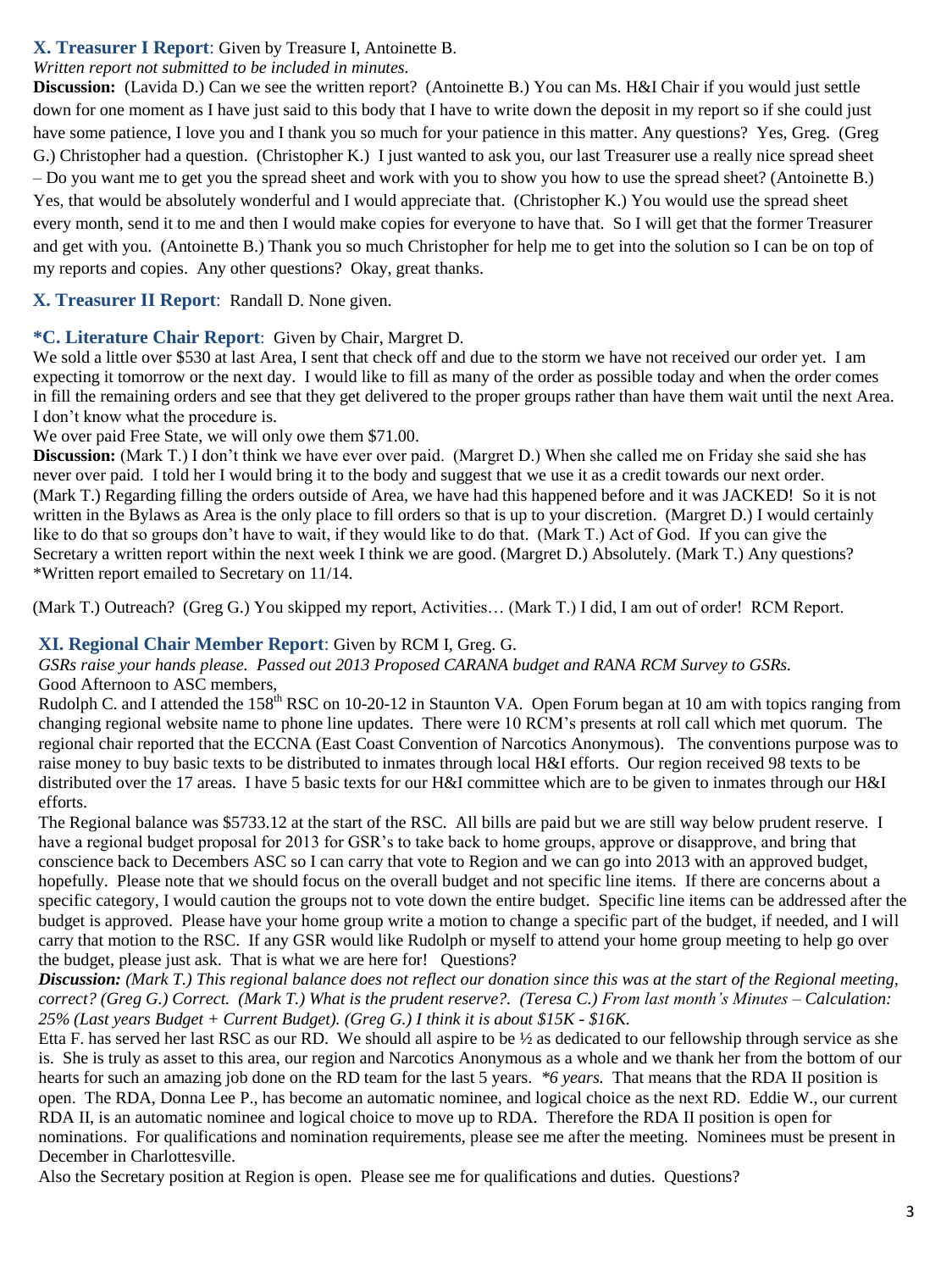### X. Treasurer I Report: Given by Treasure I, Antoinette B.

*Written report not submitted to be included in minutes.*

**Discussion:** (Lavida D.) Can we see the written report? (Antoinette B.) You can Ms. H&I Chair if you would just settle down for one moment as I have just said to this body that I have to write down the deposit in my report so if she could just have some patience, I love you and I thank you so much for your patience in this matter. Any questions? Yes, Greg. (Greg G.) Christopher had a question. (Christopher K.) I just wanted to ask you, our last Treasurer use a really nice spread sheet – Do you want me to get you the spread sheet and work with you to show you how to use the spread sheet? (Antoinette B.) Yes, that would be absolutely wonderful and I would appreciate that. (Christopher K.) You would use the spread sheet every month, send it to me and then I would make copies for everyone to have that. So I will get that the former Treasurer and get with you. (Antoinette B.) Thank you so much Christopher for help me to get into the solution so I can be on top of my reports and copies. Any other questions? Okay, great thanks.

### X. Treasurer II Report: Randall D. None given.

### *C. Literature Chair Report: Given by Chair, Margret D.

We sold a little over $530 at last Area, I sent that check off and due to the storm we have not received our order yet. I am expecting it tomorrow or the next day. I would like to fill as many of the order as possible today and when the order comes in fill the remaining orders and see that they get delivered to the proper groups rather than have them wait until the next Area. I don't know what the procedure is.

We over paid Free State, we will only owe them $71.00.

**Discussion:** (Mark T.) I don't think we have ever over paid. (Margret D.) When she called me on Friday she said she has never over paid. I told her I would bring it to the body and suggest that we use it as a credit towards our next order. (Mark T.) Regarding filling the orders outside of Area, we have had this happened before and it was JACKED! So it is not written in the Bylaws as Area is the only place to fill orders so that is up to your discretion. (Margret D.) I would certainly like to do that so groups don't have to wait, if they would like to do that. (Mark T.) Act of God. If you can give the Secretary a written report within the next week I think we are good. (Margret D.) Absolutely. (Mark T.) Any questions?
*Written report emailed to Secretary on 11/14.

(Mark T.) Outreach? (Greg G.) You skipped my report, Activities… (Mark T.) I did, I am out of order! RCM Report.

### XI. Regional Chair Member Report: Given by RCM I, Greg. G.

*GSRs raise your hands please. Passed out 2013 Proposed CARANA budget and RANA RCM Survey to GSRs.*

Good Afternoon to ASC members,

Rudolph C. and I attended the 158th RSC on 10-20-12 in Staunton VA. Open Forum began at 10 am with topics ranging from changing regional website name to phone line updates. There were 10 RCM's presents at roll call which met quorum. The regional chair reported that the ECCNA (East Coast Convention of Narcotics Anonymous). The conventions purpose was to raise money to buy basic texts to be distributed to inmates through local H&I efforts. Our region received 98 texts to be distributed over the 17 areas. I have 5 basic texts for our H&I committee which are to be given to inmates through our H&I efforts.

The Regional balance was $5733.12 at the start of the RSC. All bills are paid but we are still way below prudent reserve. I have a regional budget proposal for 2013 for GSR's to take back to home groups, approve or disapprove, and bring that conscience back to Decembers ASC so I can carry that vote to Region and we can go into 2013 with an approved budget, hopefully. Please note that we should focus on the overall budget and not specific line items. If there are concerns about a specific category, I would caution the groups not to vote down the entire budget. Specific line items can be addressed after the budget is approved. Please have your home group write a motion to change a specific part of the budget, if needed, and I will carry that motion to the RSC. If any GSR would like Rudolph or myself to attend your home group meeting to help go over the budget, please just ask. That is what we are here for! Questions?

***Discussion:*** *(Mark T.) This regional balance does not reflect our donation since this was at the start of the Regional meeting, correct? (Greg G.) Correct. (Mark T.) What is the prudent reserve?. (Teresa C.) From last month's Minutes – Calculation: 25% (Last years Budget + Current Budget). (Greg G.) I think it is about $15K - $16K.*

Etta F. has served her last RSC as our RD. We should all aspire to be ½ as dedicated to our fellowship through service as she is. She is truly as asset to this area, our region and Narcotics Anonymous as a whole and we thank her from the bottom of our hearts for such an amazing job done on the RD team for the last 5 years. *\*6 years.* That means that the RDA II position is open. The RDA, Donna Lee P., has become an automatic nominee, and logical choice as the next RD. Eddie W., our current RDA II, is an automatic nominee and logical choice to move up to RDA. Therefore the RDA II position is open for nominations. For qualifications and nomination requirements, please see me after the meeting. Nominees must be present in December in Charlottesville.

Also the Secretary position at Region is open. Please see me for qualifications and duties. Questions?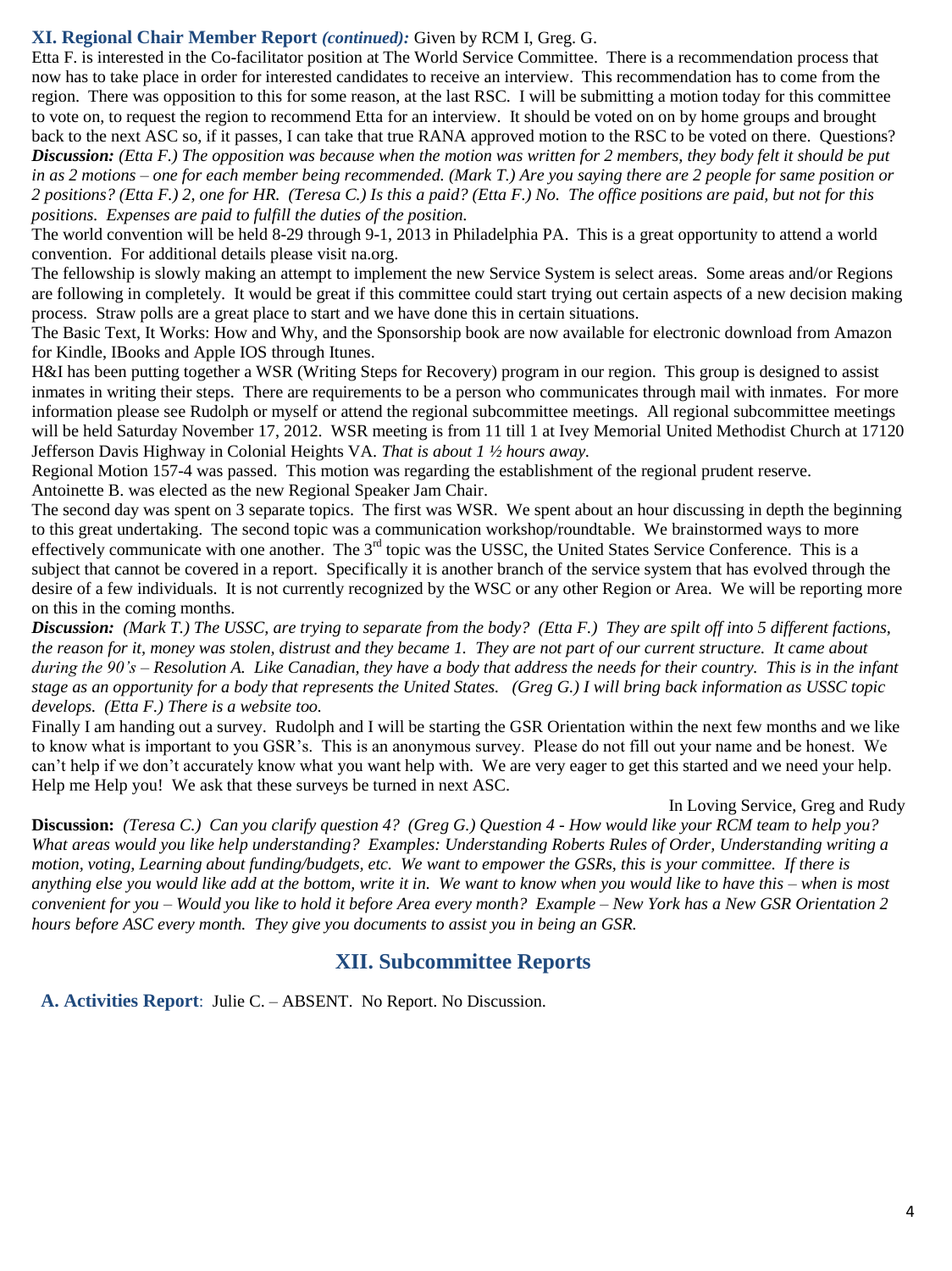**XI. Regional Chair Member Report *(continued):*** Given by RCM I, Greg. G.

Etta F. is interested in the Co-facilitator position at The World Service Committee. There is a recommendation process that now has to take place in order for interested candidates to receive an interview. This recommendation has to come from the region. There was opposition to this for some reason, at the last RSC. I will be submitting a motion today for this committee to vote on, to request the region to recommend Etta for an interview. It should be voted on on by home groups and brought back to the next ASC so, if it passes, I can take that true RANA approved motion to the RSC to be voted on there. Questions?

***Discussion:*** *(Etta F.) The opposition was because when the motion was written for 2 members, they body felt it should be put in as 2 motions – one for each member being recommended. (Mark T.) Are you saying there are 2 people for same position or 2 positions? (Etta F.) 2, one for HR. (Teresa C.) Is this a paid? (Etta F.) No. The office positions are paid, but not for this positions. Expenses are paid to fulfill the duties of the position.*

The world convention will be held 8-29 through 9-1, 2013 in Philadelphia PA. This is a great opportunity to attend a world convention. For additional details please visit na.org.

The fellowship is slowly making an attempt to implement the new Service System is select areas. Some areas and/or Regions are following in completely. It would be great if this committee could start trying out certain aspects of a new decision making process. Straw polls are a great place to start and we have done this in certain situations.

The Basic Text, It Works: How and Why, and the Sponsorship book are now available for electronic download from Amazon for Kindle, IBooks and Apple IOS through Itunes.

H&I has been putting together a WSR (Writing Steps for Recovery) program in our region. This group is designed to assist inmates in writing their steps. There are requirements to be a person who communicates through mail with inmates. For more information please see Rudolph or myself or attend the regional subcommittee meetings. All regional subcommittee meetings will be held Saturday November 17, 2012. WSR meeting is from 11 till 1 at Ivey Memorial United Methodist Church at 17120 Jefferson Davis Highway in Colonial Heights VA. *That is about 1 ½ hours away.*

Regional Motion 157-4 was passed. This motion was regarding the establishment of the regional prudent reserve.

Antoinette B. was elected as the new Regional Speaker Jam Chair.

The second day was spent on 3 separate topics. The first was WSR. We spent about an hour discussing in depth the beginning to this great undertaking. The second topic was a communication workshop/roundtable. We brainstormed ways to more effectively communicate with one another. The 3rd topic was the USSC, the United States Service Conference. This is a subject that cannot be covered in a report. Specifically it is another branch of the service system that has evolved through the desire of a few individuals. It is not currently recognized by the WSC or any other Region or Area. We will be reporting more on this in the coming months.

***Discussion:*** *(Mark T.) The USSC, are trying to separate from the body? (Etta F.) They are spilt off into 5 different factions, the reason for it, money was stolen, distrust and they became 1. They are not part of our current structure. It came about during the 90's – Resolution A. Like Canadian, they have a body that address the needs for their country. This is in the infant stage as an opportunity for a body that represents the United States. (Greg G.) I will bring back information as USSC topic develops. (Etta F.) There is a website too.*

Finally I am handing out a survey. Rudolph and I will be starting the GSR Orientation within the next few months and we like to know what is important to you GSR's. This is an anonymous survey. Please do not fill out your name and be honest. We can't help if we don't accurately know what you want help with. We are very eager to get this started and we need your help. Help me Help you! We ask that these surveys be turned in next ASC.

In Loving Service, Greg and Rudy

**Discussion:** *(Teresa C.) Can you clarify question 4? (Greg G.) Question 4 - How would like your RCM team to help you? What areas would you like help understanding? Examples: Understanding Roberts Rules of Order, Understanding writing a motion, voting, Learning about funding/budgets, etc. We want to empower the GSRs, this is your committee. If there is anything else you would like add at the bottom, write it in. We want to know when you would like to have this – when is most convenient for you – Would you like to hold it before Area every month? Example – New York has a New GSR Orientation 2 hours before ASC every month. They give you documents to assist you in being an GSR.*

## XII. Subcommittee Reports

**A. Activities Report**: Julie C. – ABSENT. No Report. No Discussion.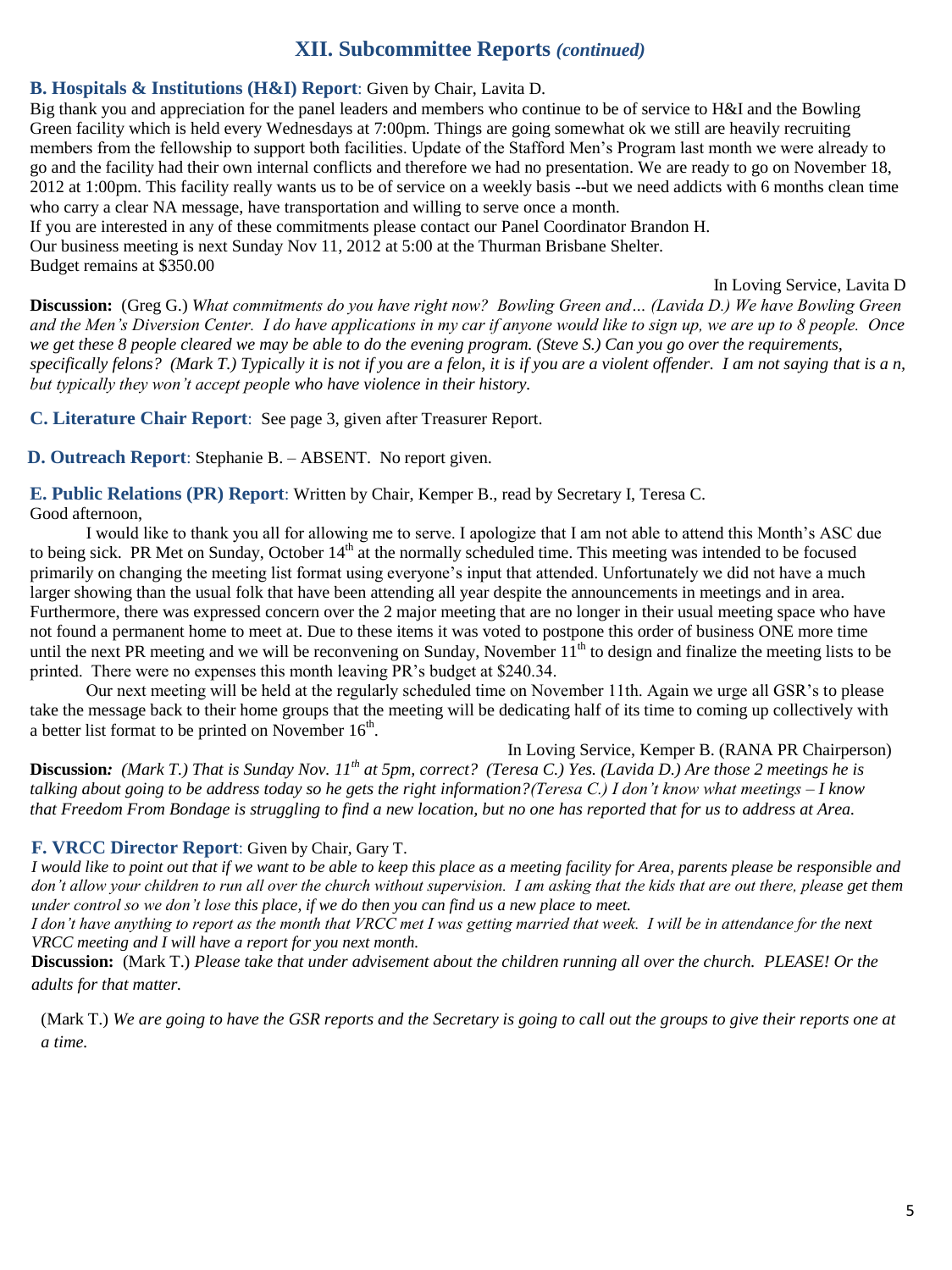## XII. Subcommittee Reports *(continued)*

**B. Hospitals & Institutions (H&I) Report**: Given by Chair, Lavita D.

Big thank you and appreciation for the panel leaders and members who continue to be of service to H&I and the Bowling Green facility which is held every Wednesdays at 7:00pm. Things are going somewhat ok we still are heavily recruiting members from the fellowship to support both facilities. Update of the Stafford Men's Program last month we were already to go and the facility had their own internal conflicts and therefore we had no presentation. We are ready to go on November 18, 2012 at 1:00pm. This facility really wants us to be of service on a weekly basis --but we need addicts with 6 months clean time who carry a clear NA message, have transportation and willing to serve once a month.

If you are interested in any of these commitments please contact our Panel Coordinator Brandon H.

Our business meeting is next Sunday Nov 11, 2012 at 5:00 at the Thurman Brisbane Shelter.

Budget remains at $350.00

In Loving Service, Lavita D

**Discussion:** (Greg G.) *What commitments do you have right now? Bowling Green and… (Lavida D.) We have Bowling Green and the Men's Diversion Center. I do have applications in my car if anyone would like to sign up, we are up to 8 people. Once we get these 8 people cleared we may be able to do the evening program. (Steve S.) Can you go over the requirements, specifically felons? (Mark T.) Typically it is not if you are a felon, it is if you are a violent offender. I am not saying that is a n, but typically they won't accept people who have violence in their history.*

**C. Literature Chair Report**: See page 3, given after Treasurer Report.

**D. Outreach Report**: Stephanie B. – ABSENT. No report given.

**E. Public Relations (PR) Report**: Written by Chair, Kemper B., read by Secretary I, Teresa C.

Good afternoon,

I would like to thank you all for allowing me to serve. I apologize that I am not able to attend this Month's ASC due to being sick. PR Met on Sunday, October 14th at the normally scheduled time. This meeting was intended to be focused primarily on changing the meeting list format using everyone's input that attended. Unfortunately we did not have a much larger showing than the usual folk that have been attending all year despite the announcements in meetings and in area. Furthermore, there was expressed concern over the 2 major meeting that are no longer in their usual meeting space who have not found a permanent home to meet at. Due to these items it was voted to postpone this order of business ONE more time until the next PR meeting and we will be reconvening on Sunday, November 11th to design and finalize the meeting lists to be printed. There were no expenses this month leaving PR's budget at $240.34.

Our next meeting will be held at the regularly scheduled time on November 11th. Again we urge all GSR's to please take the message back to their home groups that the meeting will be dedicating half of its time to coming up collectively with a better list format to be printed on November 16th.

In Loving Service, Kemper B. (RANA PR Chairperson)

**Discussion:** *(Mark T.) That is Sunday Nov. 11th at 5pm, correct? (Teresa C.) Yes. (Lavida D.) Are those 2 meetings he is talking about going to be address today so he gets the right information?(Teresa C.) I don't know what meetings – I know that Freedom From Bondage is struggling to find a new location, but no one has reported that for us to address at Area.*

**F. VRCC Director Report**: Given by Chair, Gary T.

*I would like to point out that if we want to be able to keep this place as a meeting facility for Area, parents please be responsible and don't allow your children to run all over the church without supervision. I am asking that the kids that are out there, please get them under control so we don't lose this place, if we do then you can find us a new place to meet.*

*I don't have anything to report as the month that VRCC met I was getting married that week. I will be in attendance for the next VRCC meeting and I will have a report for you next month.*

**Discussion:** (Mark T.) *Please take that under advisement about the children running all over the church. PLEASE! Or the adults for that matter.*

(Mark T.) *We are going to have the GSR reports and the Secretary is going to call out the groups to give their reports one at a time.*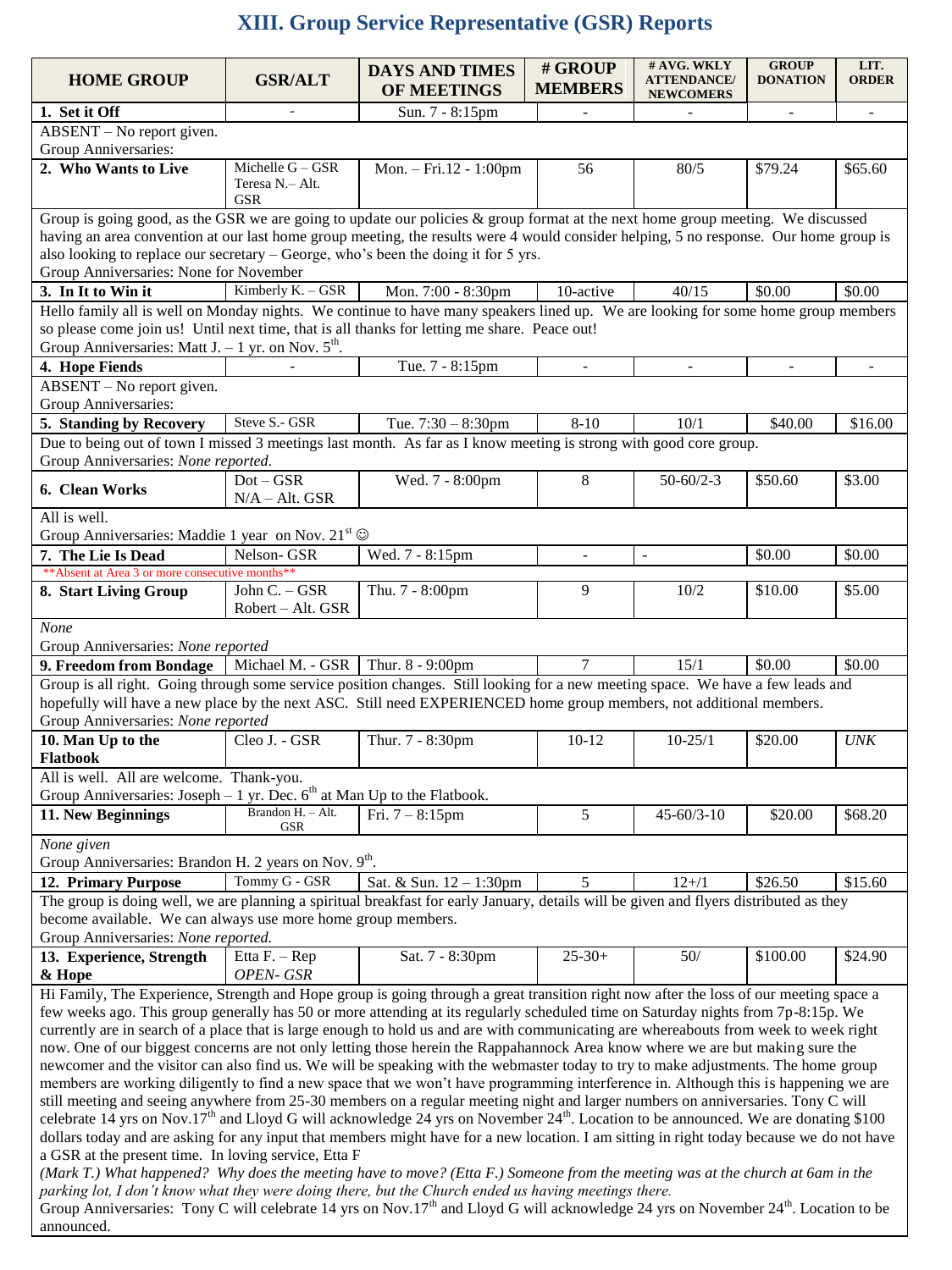# XIII. Group Service Representative (GSR) Reports

| HOME GROUP | GSR/ALT | DAYS AND TIMES OF MEETINGS | # GROUP MEMBERS | # AVG. WKLY ATTENDANCE/ NEWCOMERS | GROUP DONATION | LIT. ORDER |
|---|---|---|---|---|---|---|
| **1. Set it Off** | - | Sun. 7 - 8:15pm | - | - | - | - |
| ABSENT – No report given. Group Anniversaries: | | | | | | |
| **2. Who Wants to Live** | Michelle G – GSR Teresa N.– Alt. GSR | Mon. – Fri.12 - 1:00pm | 56 | 80/5 | $79.24 | $65.60 |
| Group is going good, as the GSR we are going to update our policies & group format at the next home group meeting. We discussed having an area convention at our last home group meeting, the results were 4 would consider helping, 5 no response. Our home group is also looking to replace our secretary – George, who's been the doing it for 5 yrs. Group Anniversaries: None for November | | | | | | |
| **3. In It to Win it** | Kimberly K. – GSR | Mon. 7:00 - 8:30pm | 10-active | 40/15 | $0.00 | $0.00 |
| Hello family all is well on Monday nights. We continue to have many speakers lined up. We are looking for some home group members so please come join us! Until next time, that is all thanks for letting me share. Peace out! Group Anniversaries: Matt J. – 1 yr. on Nov. 5th. | | | | | | |
| **4. Hope Fiends** | - | Tue. 7 - 8:15pm | - | - | - | - |
| ABSENT – No report given. Group Anniversaries: | | | | | | |
| **5. Standing by Recovery** | Steve S.- GSR | Tue. 7:30 – 8:30pm | 8-10 | 10/1 | $40.00 | $16.00 |
| Due to being out of town I missed 3 meetings last month. As far as I know meeting is strong with good core group. Group Anniversaries: *None reported.* | | | | | | |
| **6. Clean Works** | Dot – GSR N/A – Alt. GSR | Wed. 7 - 8:00pm | 8 | 50-60/2-3 | $50.60 | $3.00 |
| All is well. Group Anniversaries: Maddie 1 year on Nov. 21st ☺ | | | | | | |
| **7. The Lie Is Dead** | Nelson- GSR | Wed. 7 - 8:15pm | - | - | $0.00 | $0.00 |
| **Absent at Area 3 or more consecutive months** | | | | | | |
| **8. Start Living Group** | John C. – GSR Robert – Alt. GSR | Thu. 7 - 8:00pm | 9 | 10/2 | $10.00 | $5.00 |
| *None* Group Anniversaries: *None reported* | | | | | | |
| **9. Freedom from Bondage** | Michael M. - GSR | Thur. 8 - 9:00pm | 7 | 15/1 | $0.00 | $0.00 |
| Group is all right. Going through some service position changes. Still looking for a new meeting space. We have a few leads and hopefully will have a new place by the next ASC. Still need EXPERIENCED home group members, not additional members. Group Anniversaries: *None reported* | | | | | | |
| **10. Man Up to the Flatbook** | Cleo J. - GSR | Thur. 7 - 8:30pm | 10-12 | 10-25/1 | $20.00 | *UNK* |
| All is well. All are welcome. Thank-you. Group Anniversaries: Joseph – 1 yr. Dec. 6th at Man Up to the Flatbook. | | | | | | |
| **11. New Beginnings** | Brandon H. – Alt. GSR | Fri. 7 – 8:15pm | 5 | 45-60/3-10 | $20.00 | $68.20 |
| *None given* Group Anniversaries: Brandon H. 2 years on Nov. 9th. | | | | | | |
| **12. Primary Purpose** | Tommy G - GSR | Sat. & Sun. 12 – 1:30pm | 5 | 12+/1 | $26.50 | $15.60 |
| The group is doing well, we are planning a spiritual breakfast for early January, details will be given and flyers distributed as they become available. We can always use more home group members. Group Anniversaries: *None reported.* | | | | | | |
| **13. Experience, Strength & Hope** | Etta F. – Rep *OPEN- GSR* | Sat. 7 - 8:30pm | 25-30+ | 50/ | $100.00 | $24.90 |
| Hi Family, The Experience, Strength and Hope group is going through a great transition right now after the loss of our meeting space a few weeks ago. This group generally has 50 or more attending at its regularly scheduled time on Saturday nights from 7p-8:15p. We currently are in search of a place that is large enough to hold us and are with communicating are whereabouts from week to week right now. One of our biggest concerns are not only letting those herein the Rappahannock Area know where we are but making sure the newcomer and the visitor can also find us. We will be speaking with the webmaster today to try to make adjustments. The home group members are working diligently to find a new space that we won't have programming interference in. Although this is happening we are still meeting and seeing anywhere from 25-30 members on a regular meeting night and larger numbers on anniversaries. Tony C will celebrate 14 yrs on Nov.17th and Lloyd G will acknowledge 24 yrs on November 24th. Location to be announced. We are donating $100 dollars today and are asking for any input that members might have for a new location. I am sitting in right today because we do not have a GSR at the present time. In loving service, Etta F *(Mark T.) What happened? Why does the meeting have to move? (Etta F.) Someone from the meeting was at the church at 6am in the parking lot, I don't know what they were doing there, but the Church ended us having meetings there.* Group Anniversaries: Tony C will celebrate 14 yrs on Nov.17th and Lloyd G will acknowledge 24 yrs on November 24th. Location to be announced. | | | | | | |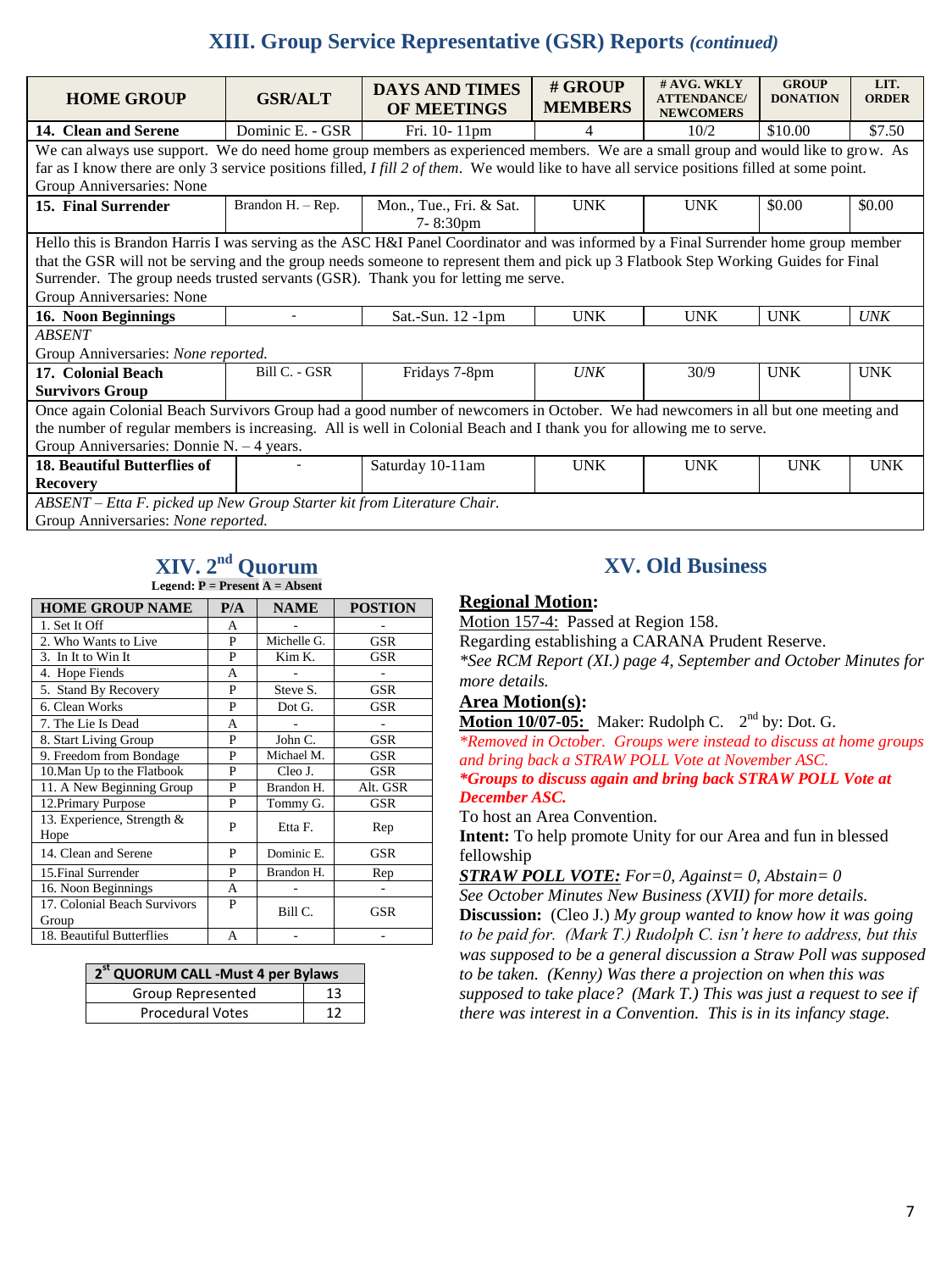## XIII. Group Service Representative (GSR) Reports *(continued)*

| HOME GROUP | GSR/ALT | DAYS AND TIMES OF MEETINGS | # GROUP MEMBERS | # AVG. WKLY ATTENDANCE/ NEWCOMERS | GROUP DONATION | LIT. ORDER |
|---|---|---|---|---|---|---|
| **14. Clean and Serene** | Dominic E. - GSR | Fri. 10- 11pm | 4 | 10/2 | $10.00 | $7.50 |
| We can always use support. We do need home group members as experienced members. We are a small group and would like to grow. As far as I know there are only 3 service positions filled, *I fill 2 of them*. We would like to have all service positions filled at some point. Group Anniversaries: None | | | | | | |
| **15. Final Surrender** | Brandon H. – Rep. | Mon., Tue., Fri. & Sat. 7- 8:30pm | UNK | UNK | $0.00 | $0.00 |
| Hello this is Brandon Harris I was serving as the ASC H&I Panel Coordinator and was informed by a Final Surrender home group member that the GSR will not be serving and the group needs someone to represent them and pick up 3 Flatbook Step Working Guides for Final Surrender. The group needs trusted servants (GSR). Thank you for letting me serve. Group Anniversaries: None | | | | | | |
| **16. Noon Beginnings** | - | Sat.-Sun. 12 -1pm | UNK | UNK | UNK | *UNK* |
| *ABSENT* Group Anniversaries: *None reported.* | | | | | | |
| **17. Colonial Beach Survivors Group** | Bill C. - GSR | Fridays 7-8pm | *UNK* | 30/9 | UNK | UNK |
| Once again Colonial Beach Survivors Group had a good number of newcomers in October. We had newcomers in all but one meeting and the number of regular members is increasing. All is well in Colonial Beach and I thank you for allowing me to serve. Group Anniversaries: Donnie N. – 4 years. | | | | | | |
| **18. Beautiful Butterflies of Recovery** | - | Saturday 10-11am | UNK | UNK | UNK | UNK |
| *ABSENT – Etta F. picked up New Group Starter kit from Literature Chair.* Group Anniversaries: *None reported.* | | | | | | |

## XIV. 2nd Quorum

**Legend: P = Present A = Absent**

| HOME GROUP NAME | P/A | NAME | POSTION |
|---|---|---|---|
| 1. Set It Off | A | - | - |
| 2. Who Wants to Live | P | Michelle G. | GSR |
| 3. In It to Win It | P | Kim K. | GSR |
| 4. Hope Fiends | A | - | - |
| 5. Stand By Recovery | P | Steve S. | GSR |
| 6. Clean Works | P | Dot G. | GSR |
| 7. The Lie Is Dead | A | - | - |
| 8. Start Living Group | P | John C. | GSR |
| 9. Freedom from Bondage | P | Michael M. | GSR |
| 10.Man Up to the Flatbook | P | Cleo J. | GSR |
| 11. A New Beginning Group | P | Brandon H. | Alt. GSR |
| 12.Primary Purpose | P | Tommy G. | GSR |
| 13. Experience, Strength & Hope | P | Etta F. | Rep |
| 14. Clean and Serene | P | Dominic E. | GSR |
| 15.Final Surrender | P | Brandon H. | Rep |
| 16. Noon Beginnings | A | - | - |
| 17. Colonial Beach Survivors Group | P | Bill C. | GSR |
| 18. Beautiful Butterflies | A | - | - |

| 2st QUORUM CALL -Must 4 per Bylaws | |
|---|---|
| Group Represented | 13 |
| Procedural Votes | 12 |

## XV. Old Business

**Regional Motion:**

Motion 157-4: Passed at Region 158.
Regarding establishing a CARANA Prudent Reserve.
*\*See RCM Report (XI.) page 4, September and October Minutes for more details.*

**Area Motion(s):**

**Motion 10/07-05:** Maker: Rudolph C. 2nd by: Dot. G.
*\*Removed in October. Groups were instead to discuss at home groups and bring back a STRAW POLL Vote at November ASC.*
***\*Groups to discuss again and bring back STRAW POLL Vote at December ASC.***

To host an Area Convention.

**Intent:** To help promote Unity for our Area and fun in blessed fellowship

***STRAW POLL VOTE:*** *For=0, Against= 0, Abstain= 0*
*See October Minutes New Business (XVII) for more details.*

**Discussion:** (Cleo J.) *My group wanted to know how it was going to be paid for. (Mark T.) Rudolph C. isn't here to address, but this was supposed to be a general discussion a Straw Poll was supposed to be taken. (Kenny) Was there a projection on when this was supposed to take place? (Mark T.) This was just a request to see if there was interest in a Convention. This is in its infancy stage.*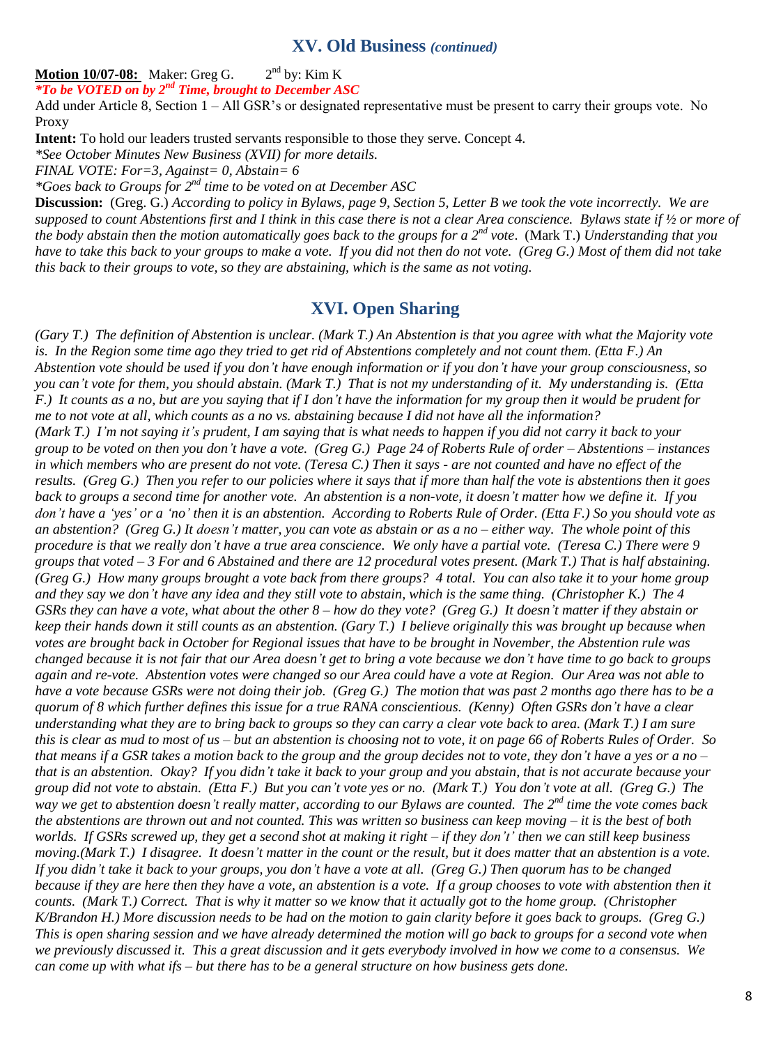## XV. Old Business *(continued)*

**Motion 10/07-08:** Maker: Greg G. 2nd by: Kim K

***To be VOTED on by 2nd Time, brought to December ASC***

Add under Article 8, Section 1 – All GSR's or designated representative must be present to carry their groups vote. No Proxy

**Intent:** To hold our leaders trusted servants responsible to those they serve. Concept 4.

*\*See October Minutes New Business (XVII) for more details.*

*FINAL VOTE: For=3, Against= 0, Abstain= 6*

*\*Goes back to Groups for 2nd time to be voted on at December ASC*

**Discussion:** (Greg. G.) *According to policy in Bylaws, page 9, Section 5, Letter B we took the vote incorrectly. We are supposed to count Abstentions first and I think in this case there is not a clear Area conscience. Bylaws state if ½ or more of the body abstain then the motion automatically goes back to the groups for a 2nd vote*. (Mark T.) *Understanding that you have to take this back to your groups to make a vote. If you did not then do not vote. (Greg G.) Most of them did not take this back to their groups to vote, so they are abstaining, which is the same as not voting.*

## XVI. Open Sharing

*(Gary T.) The definition of Abstention is unclear. (Mark T.) An Abstention is that you agree with what the Majority vote is. In the Region some time ago they tried to get rid of Abstentions completely and not count them. (Etta F.) An Abstention vote should be used if you don't have enough information or if you don't have your group consciousness, so you can't vote for them, you should abstain. (Mark T.) That is not my understanding of it. My understanding is. (Etta F.) It counts as a no, but are you saying that if I don't have the information for my group then it would be prudent for me to not vote at all, which counts as a no vs. abstaining because I did not have all the information?*
*(Mark T.) I'm not saying it's prudent, I am saying that is what needs to happen if you did not carry it back to your group to be voted on then you don't have a vote. (Greg G.) Page 24 of Roberts Rule of order – Abstentions – instances in which members who are present do not vote. (Teresa C.) Then it says - are not counted and have no effect of the results. (Greg G.) Then you refer to our policies where it says that if more than half the vote is abstentions then it goes back to groups a second time for another vote. An abstention is a non-vote, it doesn't matter how we define it. If you don't have a 'yes' or a 'no' then it is an abstention. According to Roberts Rule of Order. (Etta F.) So you should vote as an abstention? (Greg G.) It doesn't matter, you can vote as abstain or as a no – either way. The whole point of this procedure is that we really don't have a true area conscience. We only have a partial vote. (Teresa C.) There were 9 groups that voted – 3 For and 6 Abstained and there are 12 procedural votes present. (Mark T.) That is half abstaining. (Greg G.) How many groups brought a vote back from there groups? 4 total. You can also take it to your home group and they say we don't have any idea and they still vote to abstain, which is the same thing. (Christopher K.) The 4 GSRs they can have a vote, what about the other 8 – how do they vote? (Greg G.) It doesn't matter if they abstain or keep their hands down it still counts as an abstention. (Gary T.) I believe originally this was brought up because when votes are brought back in October for Regional issues that have to be brought in November, the Abstention rule was changed because it is not fair that our Area doesn't get to bring a vote because we don't have time to go back to groups again and re-vote. Abstention votes were changed so our Area could have a vote at Region. Our Area was not able to have a vote because GSRs were not doing their job. (Greg G.) The motion that was past 2 months ago there has to be a quorum of 8 which further defines this issue for a true RANA conscientious. (Kenny) Often GSRs don't have a clear understanding what they are to bring back to groups so they can carry a clear vote back to area. (Mark T.) I am sure this is clear as mud to most of us – but an abstention is choosing not to vote, it on page 66 of Roberts Rules of Order. So that means if a GSR takes a motion back to the group and the group decides not to vote, they don't have a yes or a no – that is an abstention. Okay? If you didn't take it back to your group and you abstain, that is not accurate because your group did not vote to abstain. (Etta F.) But you can't vote yes or no. (Mark T.) You don't vote at all. (Greg G.) The way we get to abstention doesn't really matter, according to our Bylaws are counted. The 2nd time the vote comes back the abstentions are thrown out and not counted. This was written so business can keep moving – it is the best of both worlds. If GSRs screwed up, they get a second shot at making it right – if they don't' then we can still keep business moving.(Mark T.) I disagree. It doesn't matter in the count or the result, but it does matter that an abstention is a vote. If you didn't take it back to your groups, you don't have a vote at all. (Greg G.) Then quorum has to be changed because if they are here then they have a vote, an abstention is a vote. If a group chooses to vote with abstention then it counts. (Mark T.) Correct. That is why it matter so we know that it actually got to the home group. (Christopher K/Brandon H.) More discussion needs to be had on the motion to gain clarity before it goes back to groups. (Greg G.) This is open sharing session and we have already determined the motion will go back to groups for a second vote when we previously discussed it. This a great discussion and it gets everybody involved in how we come to a consensus. We can come up with what ifs – but there has to be a general structure on how business gets done.*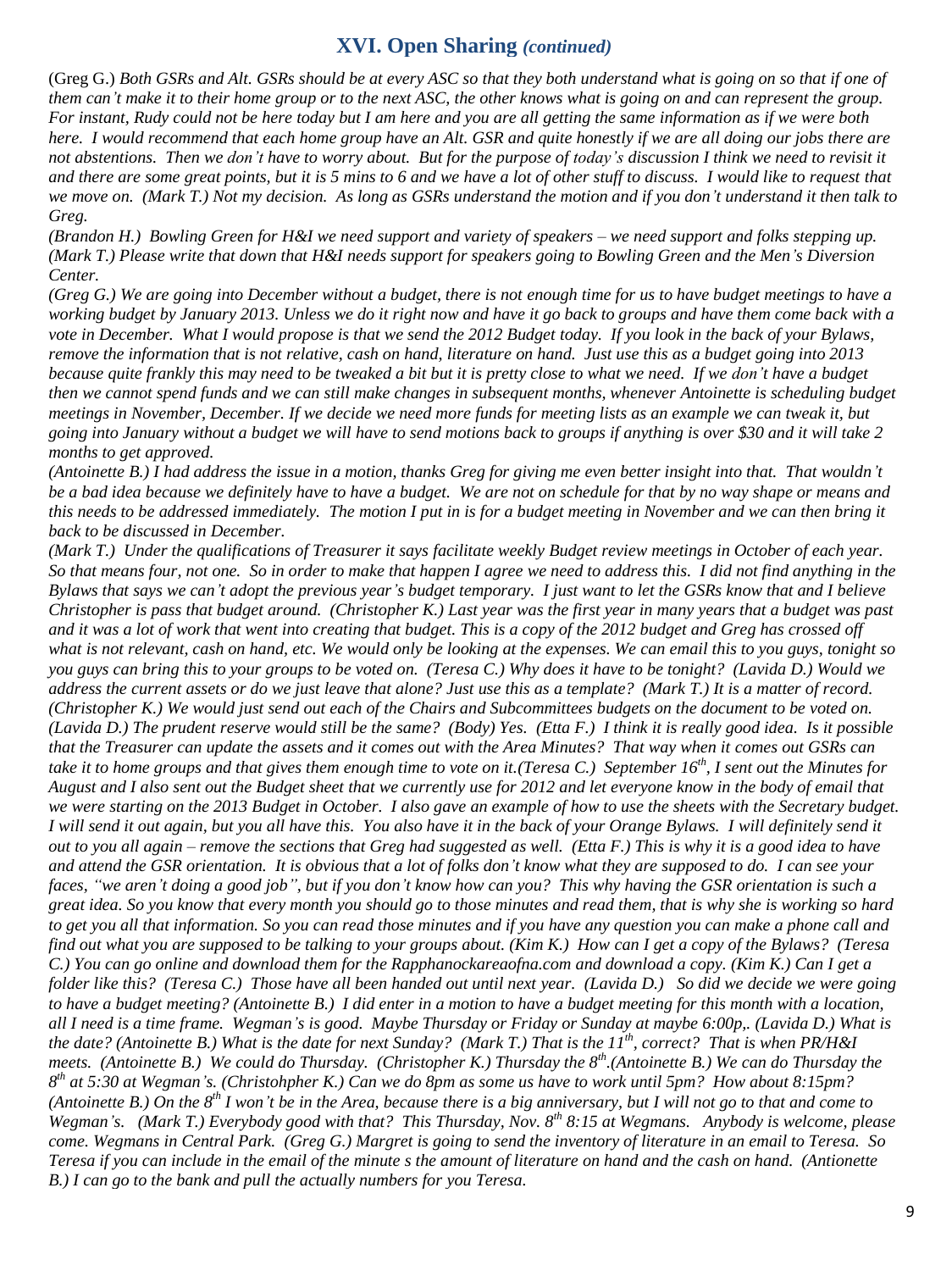## XVI. Open Sharing *(continued)*

(Greg G.) *Both GSRs and Alt. GSRs should be at every ASC so that they both understand what is going on so that if one of them can't make it to their home group or to the next ASC, the other knows what is going on and can represent the group. For instant, Rudy could not be here today but I am here and you are all getting the same information as if we were both here. I would recommend that each home group have an Alt. GSR and quite honestly if we are all doing our jobs there are not abstentions. Then we don't have to worry about. But for the purpose of today's discussion I think we need to revisit it and there are some great points, but it is 5 mins to 6 and we have a lot of other stuff to discuss. I would like to request that we move on. (Mark T.) Not my decision. As long as GSRs understand the motion and if you don't understand it then talk to Greg.*

*(Brandon H.) Bowling Green for H&I we need support and variety of speakers – we need support and folks stepping up. (Mark T.) Please write that down that H&I needs support for speakers going to Bowling Green and the Men's Diversion Center.*

*(Greg G.) We are going into December without a budget, there is not enough time for us to have budget meetings to have a working budget by January 2013. Unless we do it right now and have it go back to groups and have them come back with a vote in December. What I would propose is that we send the 2012 Budget today. If you look in the back of your Bylaws, remove the information that is not relative, cash on hand, literature on hand. Just use this as a budget going into 2013 because quite frankly this may need to be tweaked a bit but it is pretty close to what we need. If we don't have a budget then we cannot spend funds and we can still make changes in subsequent months, whenever Antoinette is scheduling budget meetings in November, December. If we decide we need more funds for meeting lists as an example we can tweak it, but going into January without a budget we will have to send motions back to groups if anything is over $30 and it will take 2 months to get approved.*

*(Antoinette B.) I had address the issue in a motion, thanks Greg for giving me even better insight into that. That wouldn't be a bad idea because we definitely have to have a budget. We are not on schedule for that by no way shape or means and this needs to be addressed immediately. The motion I put in is for a budget meeting in November and we can then bring it back to be discussed in December.*

*(Mark T.) Under the qualifications of Treasurer it says facilitate weekly Budget review meetings in October of each year. So that means four, not one. So in order to make that happen I agree we need to address this. I did not find anything in the Bylaws that says we can't adopt the previous year's budget temporary. I just want to let the GSRs know that and I believe Christopher is pass that budget around. (Christopher K.) Last year was the first year in many years that a budget was past and it was a lot of work that went into creating that budget. This is a copy of the 2012 budget and Greg has crossed off what is not relevant, cash on hand, etc. We would only be looking at the expenses. We can email this to you guys, tonight so you guys can bring this to your groups to be voted on. (Teresa C.) Why does it have to be tonight? (Lavida D.) Would we address the current assets or do we just leave that alone? Just use this as a template? (Mark T.) It is a matter of record. (Christopher K.) We would just send out each of the Chairs and Subcommittees budgets on the document to be voted on. (Lavida D.) The prudent reserve would still be the same? (Body) Yes. (Etta F.) I think it is really good idea. Is it possible that the Treasurer can update the assets and it comes out with the Area Minutes? That way when it comes out GSRs can take it to home groups and that gives them enough time to vote on it.(Teresa C.) September 16th, I sent out the Minutes for August and I also sent out the Budget sheet that we currently use for 2012 and let everyone know in the body of email that we were starting on the 2013 Budget in October. I also gave an example of how to use the sheets with the Secretary budget. I will send it out again, but you all have this. You also have it in the back of your Orange Bylaws. I will definitely send it out to you all again – remove the sections that Greg had suggested as well. (Etta F.) This is why it is a good idea to have and attend the GSR orientation. It is obvious that a lot of folks don't know what they are supposed to do. I can see your faces, "we aren't doing a good job", but if you don't know how can you? This why having the GSR orientation is such a great idea. So you know that every month you should go to those minutes and read them, that is why she is working so hard to get you all that information. So you can read those minutes and if you have any question you can make a phone call and find out what you are supposed to be talking to your groups about. (Kim K.) How can I get a copy of the Bylaws? (Teresa C.) You can go online and download them for the Rapphanockareaofna.com and download a copy. (Kim K.) Can I get a folder like this? (Teresa C.) Those have all been handed out until next year. (Lavida D.) So did we decide we were going to have a budget meeting? (Antoinette B.) I did enter in a motion to have a budget meeting for this month with a location, all I need is a time frame. Wegman's is good. Maybe Thursday or Friday or Sunday at maybe 6:00p,. (Lavida D.) What is the date? (Antoinette B.) What is the date for next Sunday? (Mark T.) That is the 11th, correct? That is when PR/H&I meets. (Antoinette B.) We could do Thursday. (Christopher K.) Thursday the 8th.(Antoinette B.) We can do Thursday the 8th at 5:30 at Wegman's. (Christohpher K.) Can we do 8pm as some us have to work until 5pm? How about 8:15pm? (Antoinette B.) On the 8th I won't be in the Area, because there is a big anniversary, but I will not go to that and come to Wegman's. (Mark T.) Everybody good with that? This Thursday, Nov. 8th 8:15 at Wegmans. Anybody is welcome, please come. Wegmans in Central Park. (Greg G.) Margret is going to send the inventory of literature in an email to Teresa. So Teresa if you can include in the email of the minute s the amount of literature on hand and the cash on hand. (Antionette B.) I can go to the bank and pull the actually numbers for you Teresa.*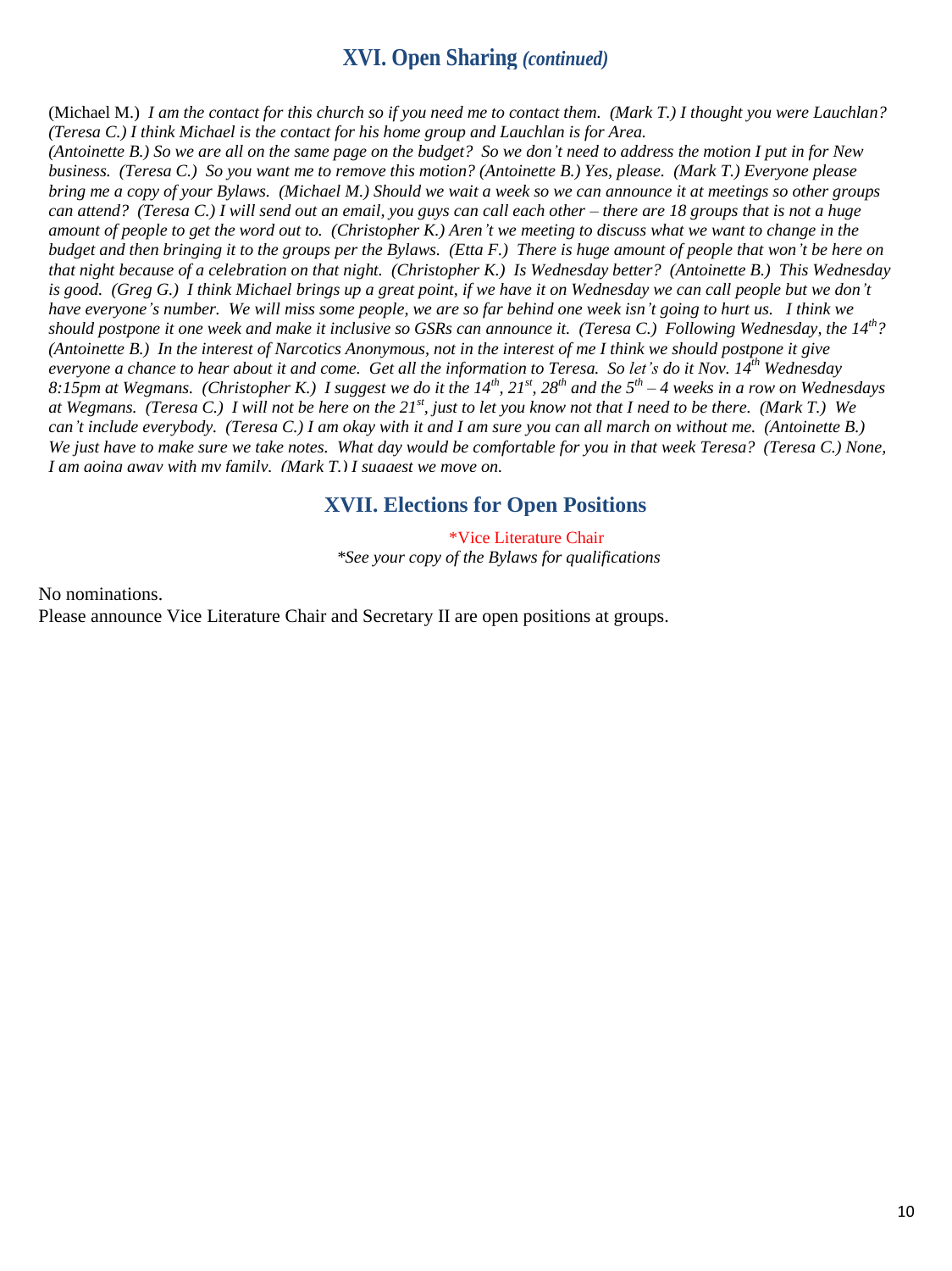## XVI. Open Sharing *(continued)*

(Michael M.) *I am the contact for this church so if you need me to contact them. (Mark T.) I thought you were Lauchlan? (Teresa C.) I think Michael is the contact for his home group and Lauchlan is for Area.*
*(Antoinette B.) So we are all on the same page on the budget? So we don't need to address the motion I put in for New business. (Teresa C.) So you want me to remove this motion? (Antoinette B.) Yes, please. (Mark T.) Everyone please bring me a copy of your Bylaws. (Michael M.) Should we wait a week so we can announce it at meetings so other groups can attend? (Teresa C.) I will send out an email, you guys can call each other – there are 18 groups that is not a huge amount of people to get the word out to. (Christopher K.) Aren't we meeting to discuss what we want to change in the budget and then bringing it to the groups per the Bylaws. (Etta F.) There is huge amount of people that won't be here on that night because of a celebration on that night. (Christopher K.) Is Wednesday better? (Antoinette B.) This Wednesday is good. (Greg G.) I think Michael brings up a great point, if we have it on Wednesday we can call people but we don't have everyone's number. We will miss some people, we are so far behind one week isn't going to hurt us. I think we should postpone it one week and make it inclusive so GSRs can announce it. (Teresa C.) Following Wednesday, the 14th? (Antoinette B.) In the interest of Narcotics Anonymous, not in the interest of me I think we should postpone it give everyone a chance to hear about it and come. Get all the information to Teresa. So let's do it Nov. 14th Wednesday 8:15pm at Wegmans. (Christopher K.) I suggest we do it the 14th, 21st, 28th and the 5th – 4 weeks in a row on Wednesdays at Wegmans. (Teresa C.) I will not be here on the 21st, just to let you know not that I need to be there. (Mark T.) We can't include everybody. (Teresa C.) I am okay with it and I am sure you can all march on without me. (Antoinette B.) We just have to make sure we take notes. What day would be comfortable for you in that week Teresa? (Teresa C.) None, I am going away with my family. (Mark T.) I suggest we move on.*

## XVII. Elections for Open Positions

*Vice Literature Chair
*\*See your copy of the Bylaws for qualifications*

No nominations.
Please announce Vice Literature Chair and Secretary II are open positions at groups.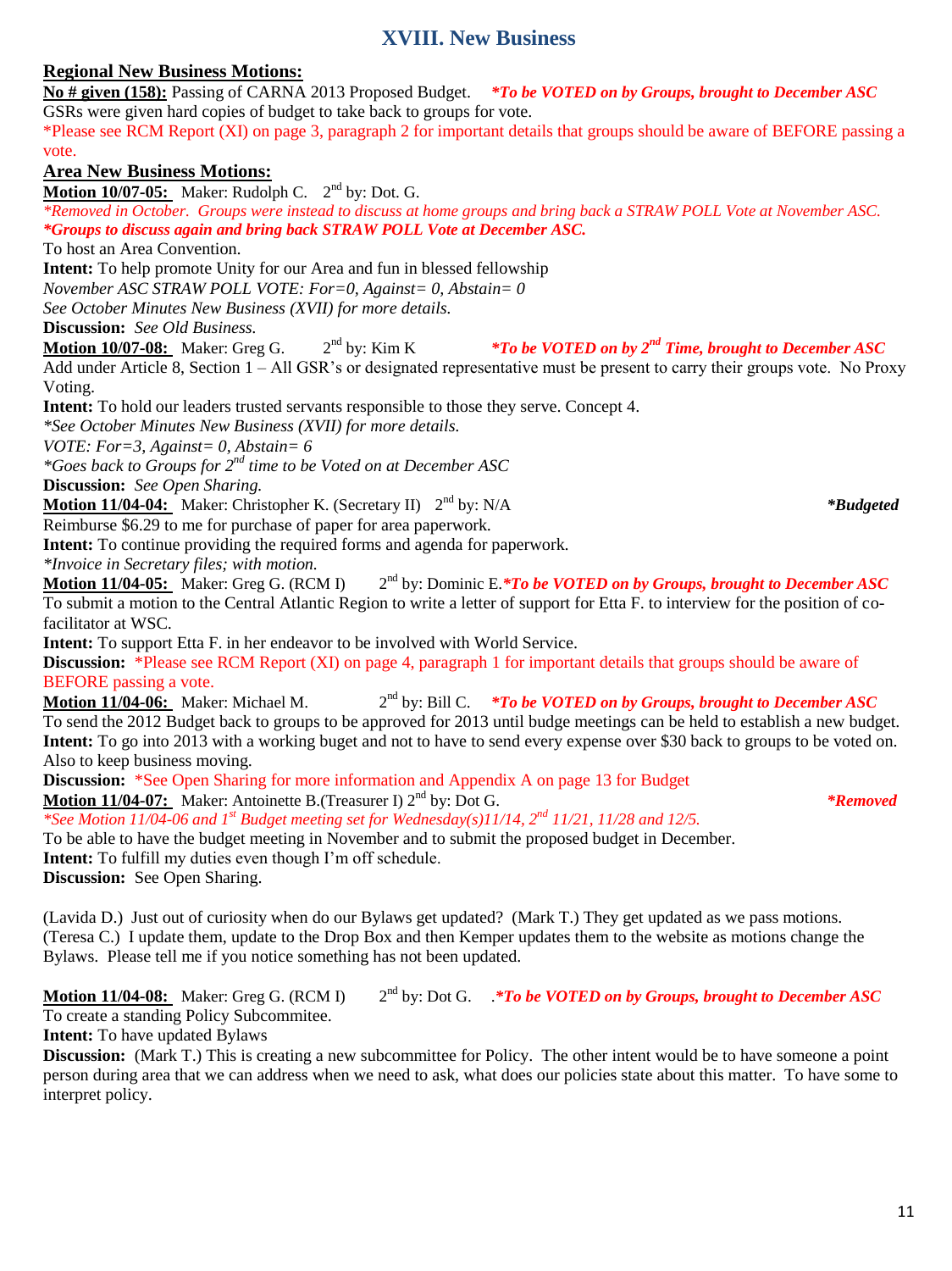# XVIII. New Business

**Regional New Business Motions:**

**No # given (158):** Passing of CARNA 2013 Proposed Budget. ***To be VOTED on by Groups, brought to December ASC**
GSRs were given hard copies of budget to take back to groups for vote.
*Please see RCM Report (XI) on page 3, paragraph 2 for important details that groups should be aware of BEFORE passing a vote.

**Area New Business Motions:**

**Motion 10/07-05:** Maker: Rudolph C. 2nd by: Dot. G.
*\*Removed in October. Groups were instead to discuss at home groups and bring back a STRAW POLL Vote at November ASC.*
***Groups to discuss again and bring back STRAW POLL Vote at December ASC.***
To host an Area Convention.
**Intent:** To help promote Unity for our Area and fun in blessed fellowship
*November ASC STRAW POLL VOTE: For=0, Against= 0, Abstain= 0*
*See October Minutes New Business (XVII) for more details.*
**Discussion:** *See Old Business.*

**Motion 10/07-08:** Maker: Greg G. 2nd by: Kim K ***To be VOTED on by 2nd Time, brought to December ASC**
Add under Article 8, Section 1 – All GSR's or designated representative must be present to carry their groups vote. No Proxy Voting.
**Intent:** To hold our leaders trusted servants responsible to those they serve. Concept 4.
*\*See October Minutes New Business (XVII) for more details.*
*VOTE: For=3, Against= 0, Abstain= 6*
*\*Goes back to Groups for 2nd time to be Voted on at December ASC*
**Discussion:** *See Open Sharing.*

**Motion 11/04-04:** Maker: Christopher K. (Secretary II) 2nd by: N/A ***Budgeted**
Reimburse $6.29 to me for purchase of paper for area paperwork.
**Intent:** To continue providing the required forms and agenda for paperwork.
*\*Invoice in Secretary files; with motion.*

**Motion 11/04-05:** Maker: Greg G. (RCM I) 2nd by: Dominic E.***To be VOTED on by Groups, brought to December ASC**
To submit a motion to the Central Atlantic Region to write a letter of support for Etta F. to interview for the position of co-facilitator at WSC.
**Intent:** To support Etta F. in her endeavor to be involved with World Service.
**Discussion:** *Please see RCM Report (XI) on page 4, paragraph 1 for important details that groups should be aware of BEFORE passing a vote.

**Motion 11/04-06:** Maker: Michael M. 2nd by: Bill C. ***To be VOTED on by Groups, brought to December ASC**
To send the 2012 Budget back to groups to be approved for 2013 until budge meetings can be held to establish a new budget.
**Intent:** To go into 2013 with a working buget and not to have to send every expense over $30 back to groups to be voted on. Also to keep business moving.
**Discussion:** *See Open Sharing for more information and Appendix A on page 13 for Budget

**Motion 11/04-07:** Maker: Antoinette B.(Treasurer I) 2nd by: Dot G. ***Removed**
*\*See Motion 11/04-06 and 1st Budget meeting set for Wednesday(s)11/14, 2nd 11/21, 11/28 and 12/5.*
To be able to have the budget meeting in November and to submit the proposed budget in December.
**Intent:** To fulfill my duties even though I'm off schedule.
**Discussion:** See Open Sharing.

(Lavida D.) Just out of curiosity when do our Bylaws get updated? (Mark T.) They get updated as we pass motions. (Teresa C.) I update them, update to the Drop Box and then Kemper updates them to the website as motions change the Bylaws. Please tell me if you notice something has not been updated.

**Motion 11/04-08:** Maker: Greg G. (RCM I) 2nd by: Dot G. .***To be VOTED on by Groups, brought to December ASC**
To create a standing Policy Subcommitee.
**Intent:** To have updated Bylaws
**Discussion:** (Mark T.) This is creating a new subcommittee for Policy. The other intent would be to have someone a point person during area that we can address when we need to ask, what does our policies state about this matter. To have some to interpret policy.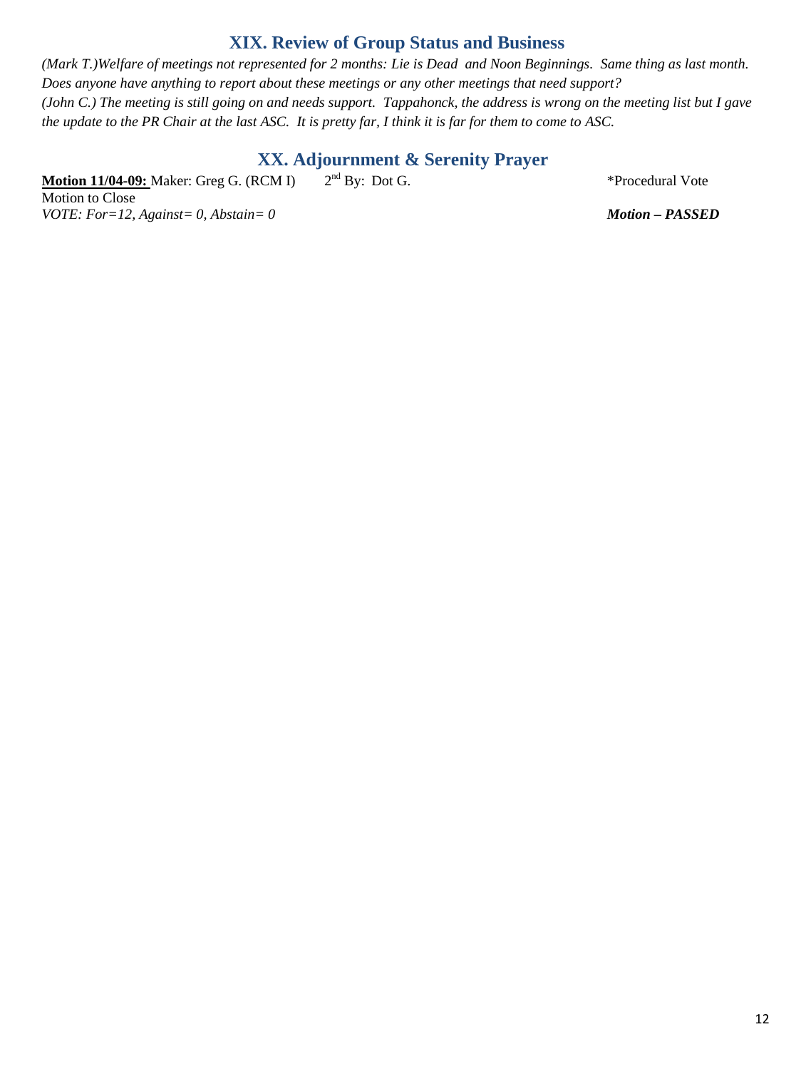## XIX. Review of Group Status and Business

*(Mark T.)Welfare of meetings not represented for 2 months: Lie is Dead and Noon Beginnings. Same thing as last month. Does anyone have anything to report about these meetings or any other meetings that need support?*

*(John C.) The meeting is still going on and needs support. Tappahonck, the address is wrong on the meeting list but I gave the update to the PR Chair at the last ASC. It is pretty far, I think it is far for them to come to ASC.*

## XX. Adjournment & Serenity Prayer

**Motion 11/04-09:** Maker: Greg G. (RCM I) 2nd By: Dot G. *Procedural Vote

Motion to Close

*VOTE: For=12, Against= 0, Abstain= 0* ***Motion – PASSED***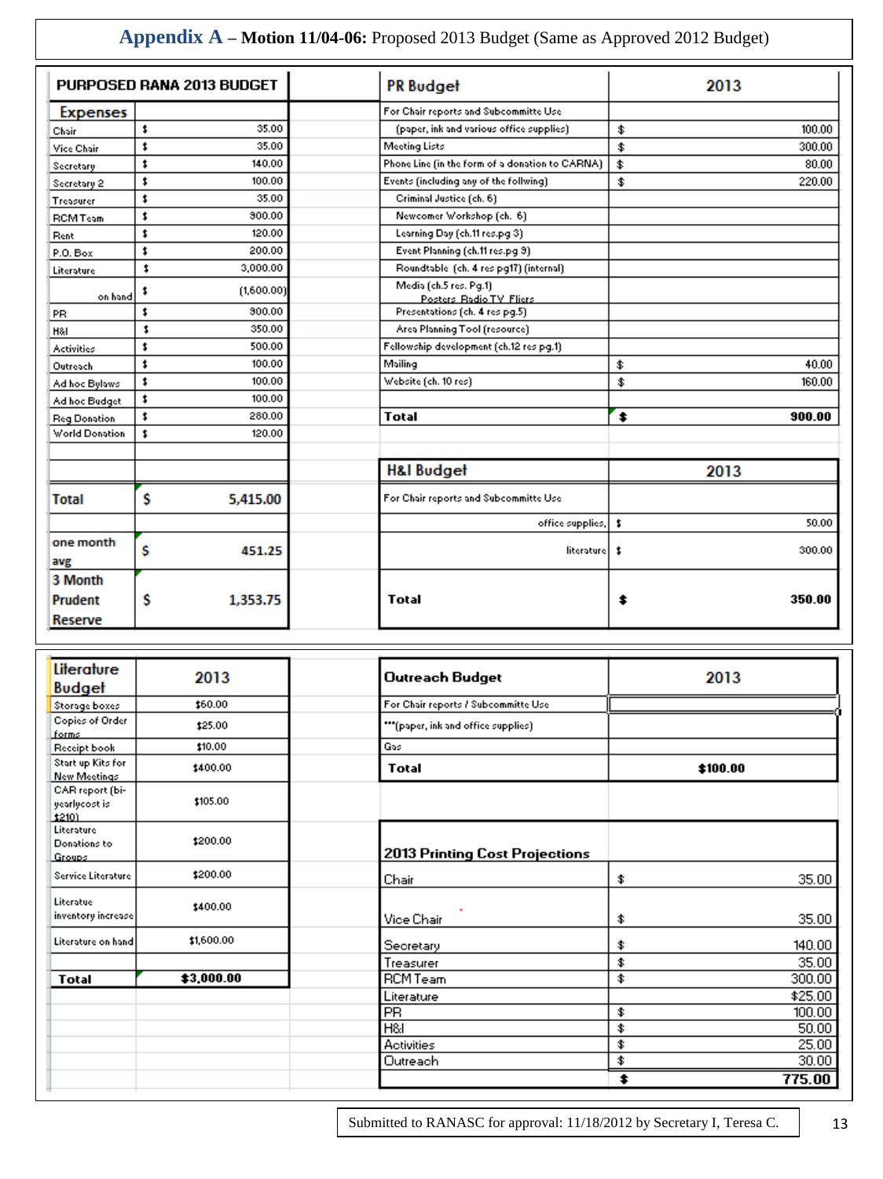# Appendix A – Motion 11/04-06: Proposed 2013 Budget (Same as Approved 2012 Budget)

| PURPOSED RANA 2013 BUDGET | | |
|---|---|---|
| **Expenses** | | |
| Chair | $ | 35.00 |
| Vice Chair | $ | 35.00 |
| Secretary | $ | 140.00 |
| Secretary 2 | $ | 100.00 |
| Treasurer | $ | 35.00 |
| RCM Team | $ | 300.00 |
| Rent | $ | 120.00 |
| P.O. Box | $ | 200.00 |
| Literature | $ | 3,000.00 |
| on hand | $ | (1,600.00) |
| PR | $ | 300.00 |
| H&I | $ | 350.00 |
| Activities | $ | 500.00 |
| Outreach | $ | 100.00 |
| Ad hoc Bylaws | $ | 100.00 |
| Ad hoc Budget | $ | 100.00 |
| Reg Donation | $ | 280.00 |
| World Donation | $ | 120.00 |
| **Total** | **$** | **5,415.00** |
| **one month avg** | **$** | **451.25** |
| **3 Month Prudent Reserve** | **$** | **1,353.75** |

| PR Budget | | 2013 |
|---|---|---|
| For Chair reports and Subcommitte Use | | |
| (paper, ink and various office supplies) | $ | 100.00 |
| Meeting Lists | $ | 300.00 |
| Phone Line (in the form of a donation to CARNA) | $ | 80.00 |
| Events (including any of the follwing) | $ | 220.00 |
| Criminal Justice (ch. 6) | | |
| Newcomer Workshop (ch. 6) | | |
| Learning Day (ch.11 res.pg 3) | | |
| Event Planning (ch.11 res.pg 9) | | |
| Roundtable (ch. 4 res pg17) (internal) | | |
| Media (ch.5 res. Pg.1) Posters Radio TV Fliers | | |
| Presentations (ch. 4 res pg.5) | | |
| Area Planning Tool (resource) | | |
| Fellowship development (ch.12 res pg.1) | | |
| Mailing | $ | 40.00 |
| Website (ch. 10 res) | $ | 160.00 |
| **Total** | **$** | **900.00** |

| H&I Budget | | 2013 |
|---|---|---|
| For Chair reports and Subcommitte Use | | |
| office supplies, | $ | 50.00 |
| literature | $ | 300.00 |
| **Total** | **$** | **350.00** |

| Literature Budget | 2013 |
|---|---|
| Storage boxes | $60.00 |
| Copies of Order forms | $25.00 |
| Receipt book | $10.00 |
| Start up Kits for New Meetings | $400.00 |
| CAR report (bi-yearlycost is $210) | $105.00 |
| Literature Donations to Groups | $200.00 |
| Service Literature | $200.00 |
| Literatue inventory increase | $400.00 |
| Literature on hand | $1,600.00 |
| **Total** | **$3,000.00** |

| Outreach Budget | 2013 |
|---|---|
| For Chair reports / Subcommitte Use | |
| ***(paper, ink and office supplies) | |
| Gas | |
| **Total** | **$100.00** |

| 2013 Printing Cost Projections | | |
|---|---|---|
| Chair | $ | 35.00 |
| Vice Chair | $ | 35.00 |
| Secretary | $ | 140.00 |
| Treasurer | $ | 35.00 |
| RCM Team | $ | 300.00 |
| Literature | | $25.00 |
| PR | $ | 100.00 |
| H&I | $ | 50.00 |
| Activities | $ | 25.00 |
| Outreach | $ | 30.00 |
| | **$** | **775.00** |

Submitted to RANASC for approval: 11/18/2012 by Secretary I, Teresa C.